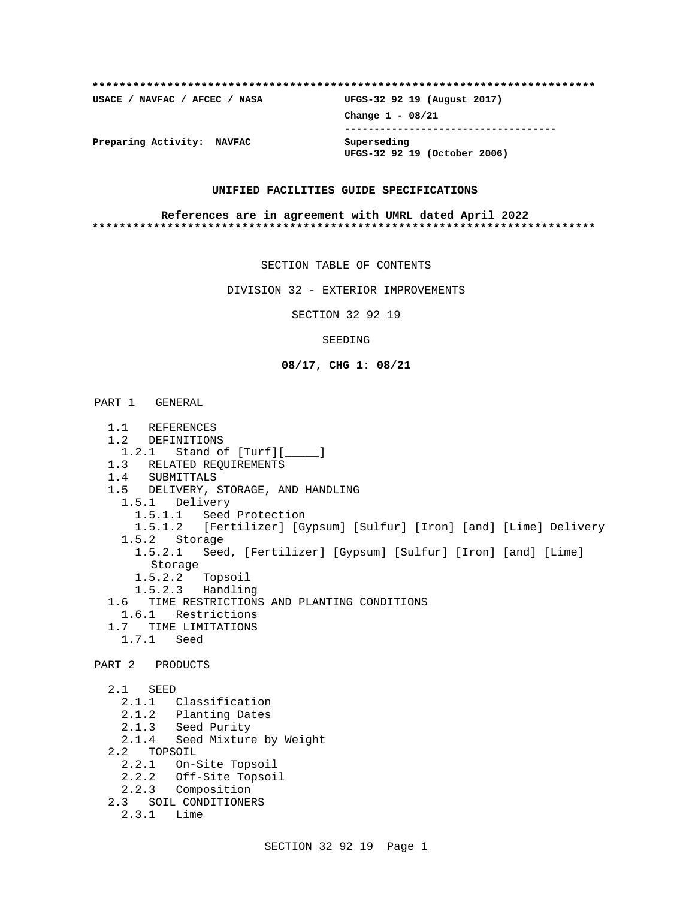**************************************************************************

USACE / NAVFAC / AFCEC / NASA                UFGS-32 92 19 (August 2017)

Change 1 - 08/21

-----------------------------------

Preparing Activity:  NAVFAC                 Superseding
UFGS-32 92 19 (October 2006)

**UNIFIED FACILITIES GUIDE SPECIFICATIONS**

**References are in agreement with UMRL dated April 2022**

**************************************************************************

SECTION TABLE OF CONTENTS

DIVISION 32 - EXTERIOR IMPROVEMENTS

SECTION 32 92 19

SEEDING

**08/17, CHG 1: 08/21**

PART 1   GENERAL

- 1.1   REFERENCES
- 1.2   DEFINITIONS
  - 1.2.1   Stand of [Turf][_____]
- 1.3   RELATED REQUIREMENTS
- 1.4   SUBMITTALS
- 1.5   DELIVERY, STORAGE, AND HANDLING
  - 1.5.1   Delivery
    - 1.5.1.1   Seed Protection
    - 1.5.1.2   [Fertilizer] [Gypsum] [Sulfur] [Iron] [and] [Lime] Delivery
  - 1.5.2   Storage
    - 1.5.2.1   Seed, [Fertilizer] [Gypsum] [Sulfur] [Iron] [and] [Lime] Storage
    - 1.5.2.2   Topsoil
    - 1.5.2.3   Handling
- 1.6   TIME RESTRICTIONS AND PLANTING CONDITIONS
  - 1.6.1   Restrictions
- 1.7   TIME LIMITATIONS
  - 1.7.1   Seed

PART 2   PRODUCTS

- 2.1   SEED
  - 2.1.1   Classification
  - 2.1.2   Planting Dates
  - 2.1.3   Seed Purity
  - 2.1.4   Seed Mixture by Weight
- 2.2   TOPSOIL
  - 2.2.1   On-Site Topsoil
  - 2.2.2   Off-Site Topsoil
  - 2.2.3   Composition
- 2.3   SOIL CONDITIONERS
  - 2.3.1   Lime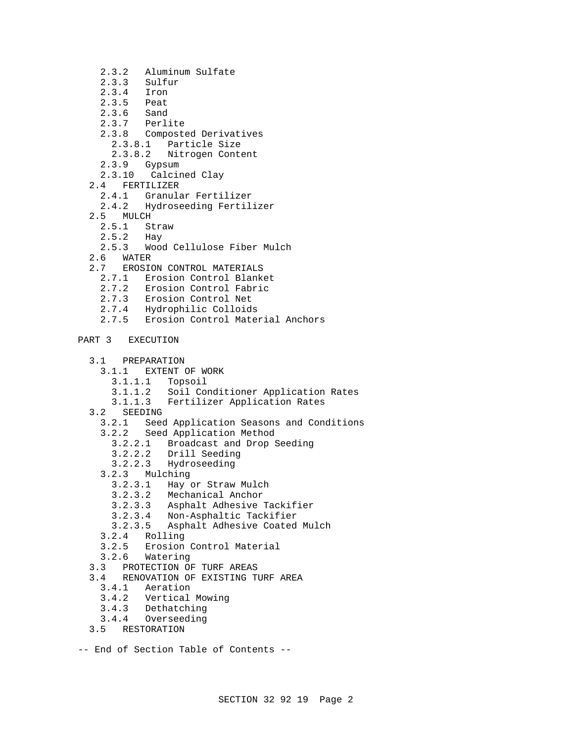- 2.3.2 Aluminum Sulfate
- 2.3.3 Sulfur
- 2.3.4 Iron
- 2.3.5 Peat
- 2.3.6 Sand
- 2.3.7 Perlite
- 2.3.8 Composted Derivatives
  - 2.3.8.1 Particle Size
  - 2.3.8.2 Nitrogen Content
- 2.3.9 Gypsum
- 2.3.10 Calcined Clay

2.4 FERTILIZER

- 2.4.1 Granular Fertilizer
- 2.4.2 Hydroseeding Fertilizer

2.5 MULCH

- 2.5.1 Straw
- 2.5.2 Hay
- 2.5.3 Wood Cellulose Fiber Mulch

2.6 WATER

2.7 EROSION CONTROL MATERIALS

- 2.7.1 Erosion Control Blanket
- 2.7.2 Erosion Control Fabric
- 2.7.3 Erosion Control Net
- 2.7.4 Hydrophilic Colloids
- 2.7.5 Erosion Control Material Anchors

PART 3 EXECUTION

3.1 PREPARATION

- 3.1.1 EXTENT OF WORK
  - 3.1.1.1 Topsoil
  - 3.1.1.2 Soil Conditioner Application Rates
  - 3.1.1.3 Fertilizer Application Rates

3.2 SEEDING

- 3.2.1 Seed Application Seasons and Conditions
- 3.2.2 Seed Application Method
  - 3.2.2.1 Broadcast and Drop Seeding
  - 3.2.2.2 Drill Seeding
  - 3.2.2.3 Hydroseeding
- 3.2.3 Mulching
  - 3.2.3.1 Hay or Straw Mulch
  - 3.2.3.2 Mechanical Anchor
  - 3.2.3.3 Asphalt Adhesive Tackifier
  - 3.2.3.4 Non-Asphaltic Tackifier
  - 3.2.3.5 Asphalt Adhesive Coated Mulch
- 3.2.4 Rolling
- 3.2.5 Erosion Control Material
- 3.2.6 Watering

3.3 PROTECTION OF TURF AREAS

3.4 RENOVATION OF EXISTING TURF AREA

- 3.4.1 Aeration
- 3.4.2 Vertical Mowing
- 3.4.3 Dethatching
- 3.4.4 Overseeding

3.5 RESTORATION

-- End of Section Table of Contents --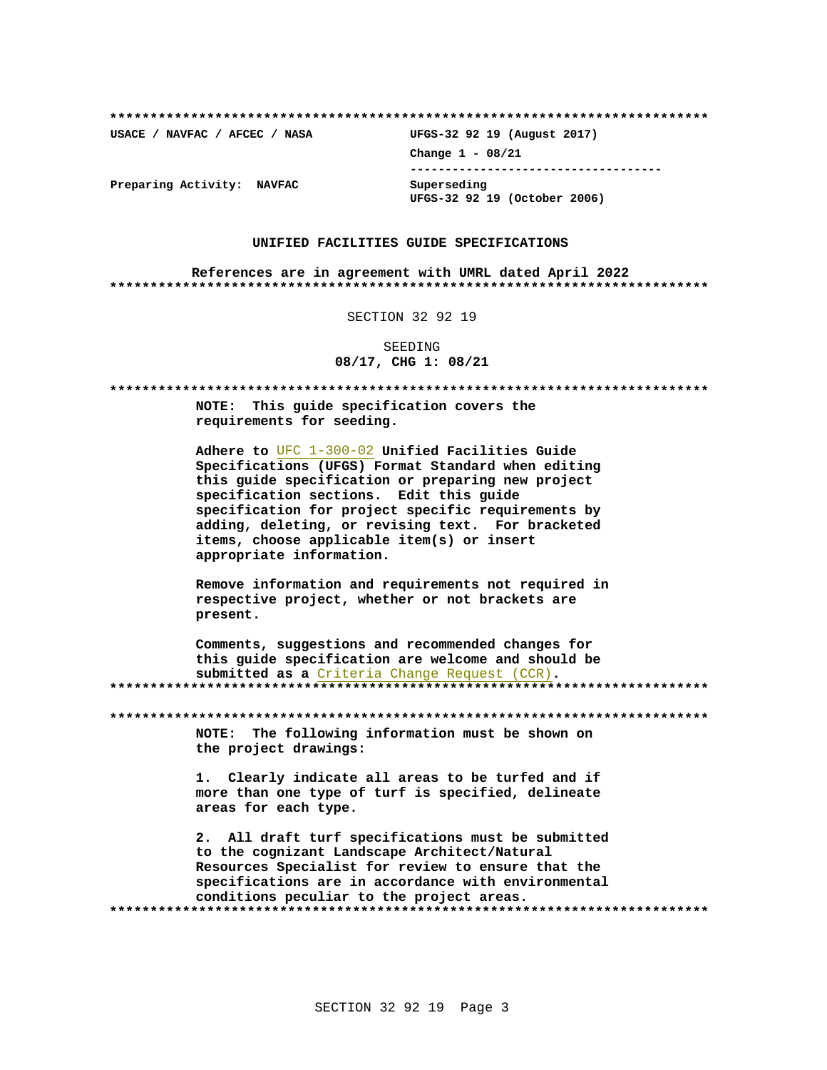**************************************************************************

USACE / NAVFAC / AFCEC / NASA　　　　　UFGS-32 92 19 (August 2017)

Change 1 - 08/21

-----------------------------------

Preparing Activity: NAVFAC　　　　　Superseding
UFGS-32 92 19 (October 2006)

**UNIFIED FACILITIES GUIDE SPECIFICATIONS**

**References are in agreement with UMRL dated April 2022**

**************************************************************************

SECTION 32 92 19

SEEDING
**08/17, CHG 1: 08/21**

**************************************************************************

**NOTE: This guide specification covers the requirements for seeding.**

**Adhere to** UFC 1-300-02 **Unified Facilities Guide Specifications (UFGS) Format Standard when editing this guide specification or preparing new project specification sections. Edit this guide specification for project specific requirements by adding, deleting, or revising text. For bracketed items, choose applicable item(s) or insert appropriate information.**

**Remove information and requirements not required in respective project, whether or not brackets are present.**

**Comments, suggestions and recommended changes for this guide specification are welcome and should be submitted as a** Criteria Change Request (CCR)**.**

**************************************************************************

**************************************************************************

**NOTE: The following information must be shown on the project drawings:**

**1. Clearly indicate all areas to be turfed and if more than one type of turf is specified, delineate areas for each type.**

**2. All draft turf specifications must be submitted to the cognizant Landscape Architect/Natural Resources Specialist for review to ensure that the specifications are in accordance with environmental conditions peculiar to the project areas.**

**************************************************************************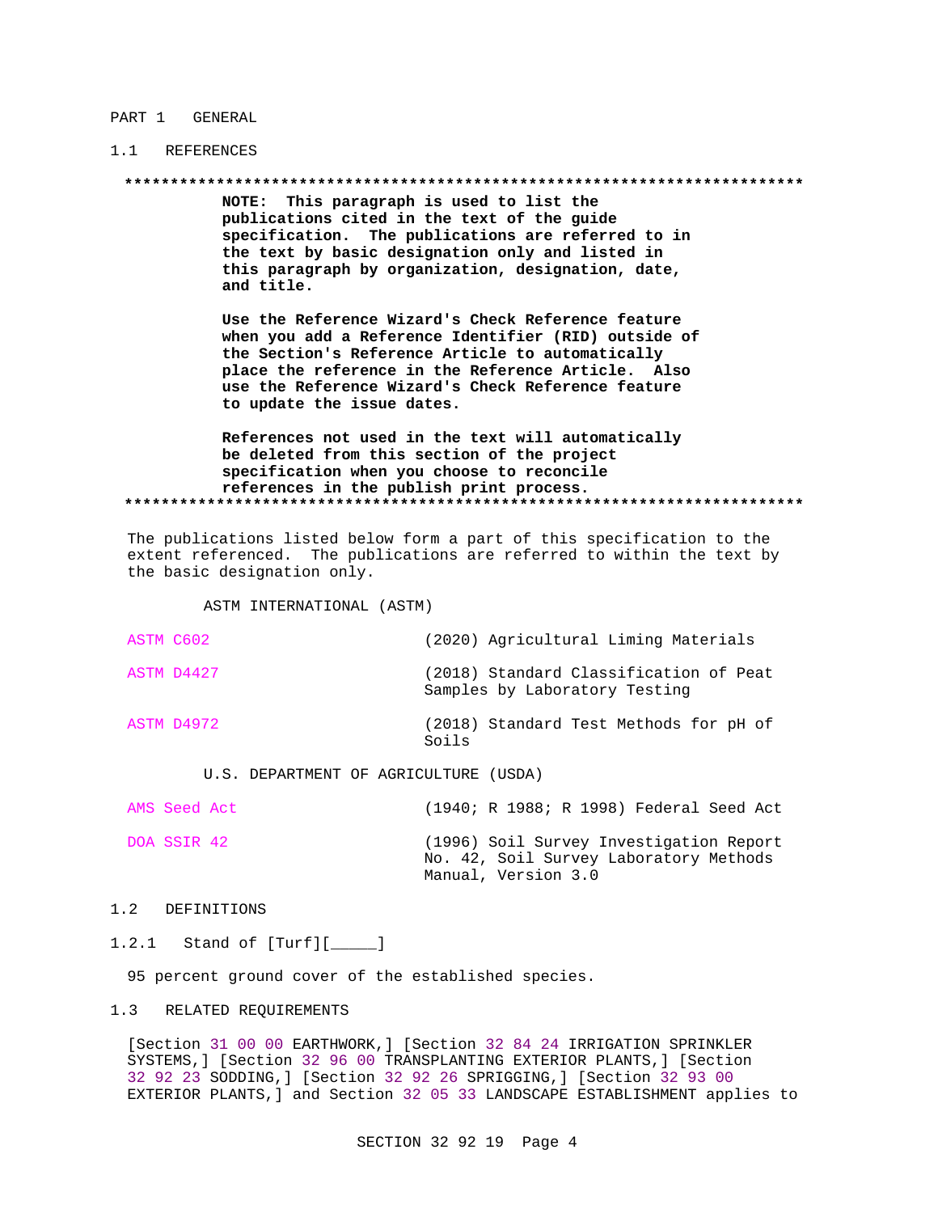## PART 1 GENERAL

### 1.1 REFERENCES

**************************************************************************

**NOTE: This paragraph is used to list the publications cited in the text of the guide specification. The publications are referred to in the text by basic designation only and listed in this paragraph by organization, designation, date, and title.**

**Use the Reference Wizard's Check Reference feature when you add a Reference Identifier (RID) outside of the Section's Reference Article to automatically place the reference in the Reference Article. Also use the Reference Wizard's Check Reference feature to update the issue dates.**

**References not used in the text will automatically be deleted from this section of the project specification when you choose to reconcile references in the publish print process.**

**************************************************************************

The publications listed below form a part of this specification to the extent referenced. The publications are referred to within the text by the basic designation only.

ASTM INTERNATIONAL (ASTM)

| | |
|---|---|
| ASTM C602 | (2020) Agricultural Liming Materials |
| ASTM D4427 | (2018) Standard Classification of Peat Samples by Laboratory Testing |
| ASTM D4972 | (2018) Standard Test Methods for pH of Soils |

U.S. DEPARTMENT OF AGRICULTURE (USDA)

| | |
|---|---|
| AMS Seed Act | (1940; R 1988; R 1998) Federal Seed Act |
| DOA SSIR 42 | (1996) Soil Survey Investigation Report No. 42, Soil Survey Laboratory Methods Manual, Version 3.0 |

### 1.2 DEFINITIONS

#### 1.2.1 Stand of [Turf][_____]

95 percent ground cover of the established species.

### 1.3 RELATED REQUIREMENTS

[Section 31 00 00 EARTHWORK,] [Section 32 84 24 IRRIGATION SPRINKLER SYSTEMS,] [Section 32 96 00 TRANSPLANTING EXTERIOR PLANTS,] [Section 32 92 23 SODDING,] [Section 32 92 26 SPRIGGING,] [Section 32 93 00 EXTERIOR PLANTS,] and Section 32 05 33 LANDSCAPE ESTABLISHMENT applies to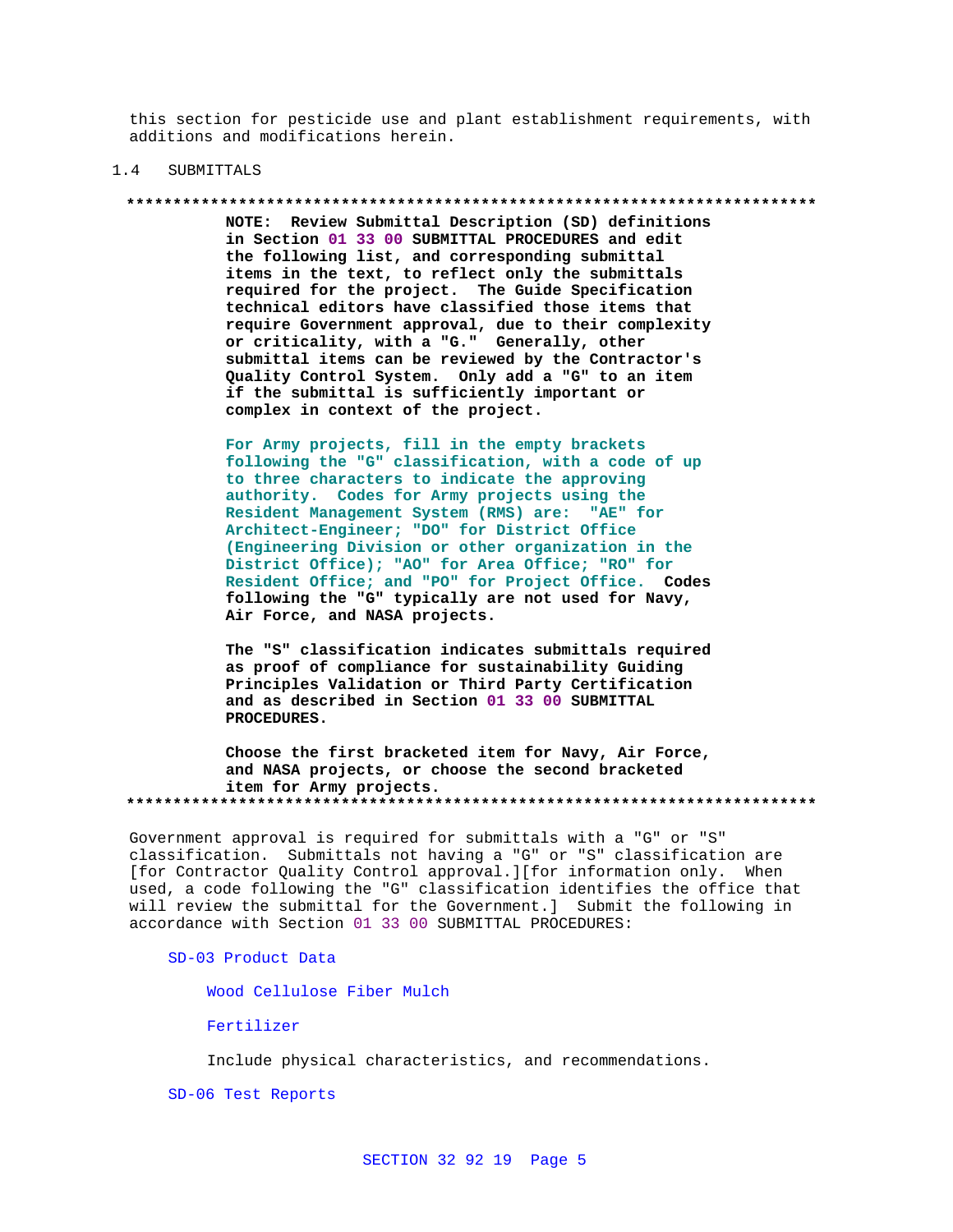this section for pesticide use and plant establishment requirements, with additions and modifications herein.

## 1.4 SUBMITTALS

**************************************************************************

**NOTE: Review Submittal Description (SD) definitions in Section 01 33 00 SUBMITTAL PROCEDURES and edit the following list, and corresponding submittal items in the text, to reflect only the submittals required for the project. The Guide Specification technical editors have classified those items that require Government approval, due to their complexity or criticality, with a "G." Generally, other submittal items can be reviewed by the Contractor's Quality Control System. Only add a "G" to an item if the submittal is sufficiently important or complex in context of the project.**

**For Army projects, fill in the empty brackets following the "G" classification, with a code of up to three characters to indicate the approving authority. Codes for Army projects using the Resident Management System (RMS) are: "AE" for Architect-Engineer; "DO" for District Office (Engineering Division or other organization in the District Office); "AO" for Area Office; "RO" for Resident Office; and "PO" for Project Office. Codes following the "G" typically are not used for Navy, Air Force, and NASA projects.**

**The "S" classification indicates submittals required as proof of compliance for sustainability Guiding Principles Validation or Third Party Certification and as described in Section 01 33 00 SUBMITTAL PROCEDURES.**

**Choose the first bracketed item for Navy, Air Force, and NASA projects, or choose the second bracketed item for Army projects.**

**************************************************************************

Government approval is required for submittals with a "G" or "S" classification. Submittals not having a "G" or "S" classification are [for Contractor Quality Control approval.][for information only. When used, a code following the "G" classification identifies the office that will review the submittal for the Government.] Submit the following in accordance with Section 01 33 00 SUBMITTAL PROCEDURES:

SD-03 Product Data

Wood Cellulose Fiber Mulch

Fertilizer

Include physical characteristics, and recommendations.

SD-06 Test Reports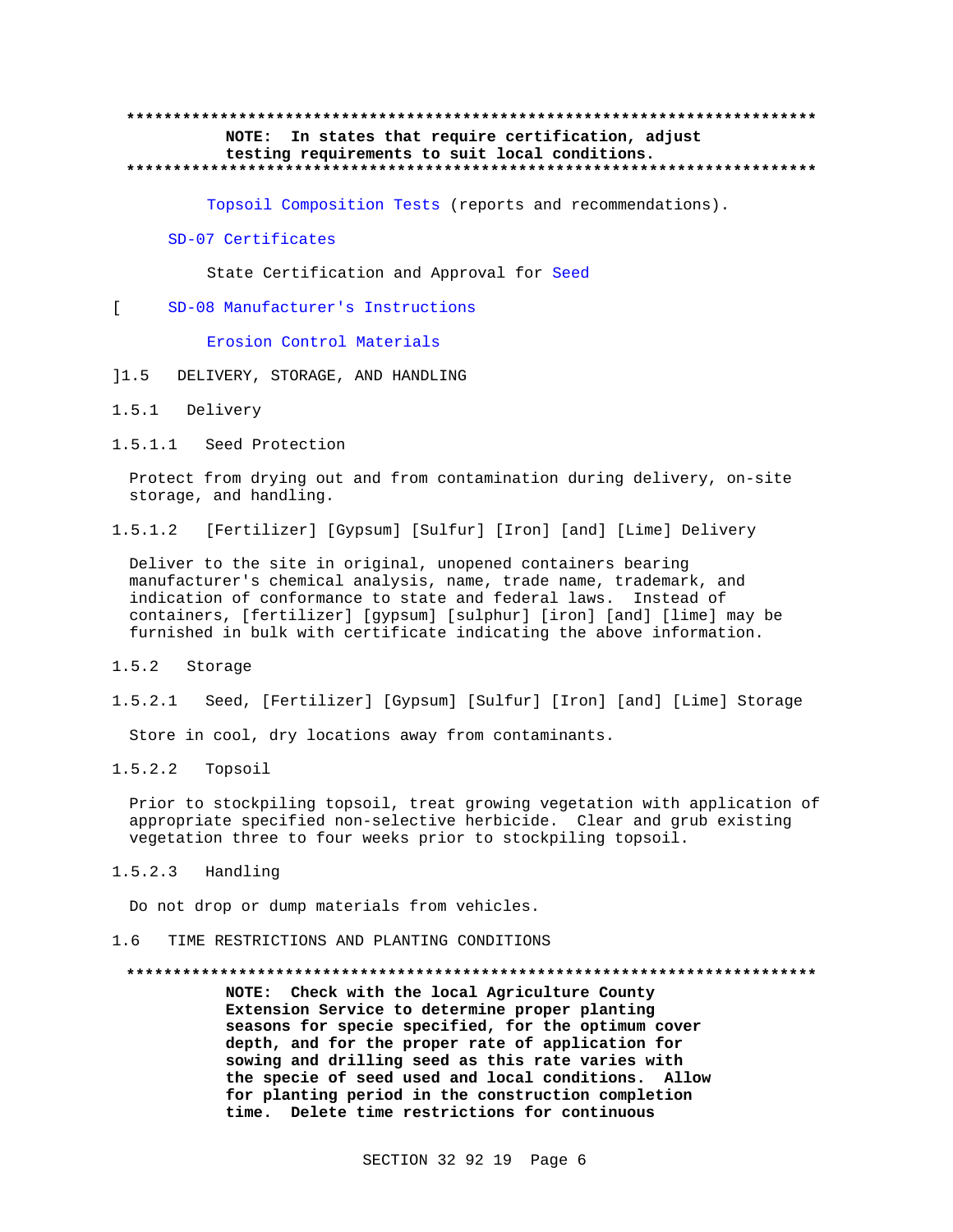**************************************************************************
NOTE: In states that require certification, adjust testing requirements to suit local conditions.
**************************************************************************

Topsoil Composition Tests (reports and recommendations).

SD-07 Certificates

State Certification and Approval for Seed

[ SD-08 Manufacturer's Instructions

Erosion Control Materials

]1.5 DELIVERY, STORAGE, AND HANDLING

1.5.1 Delivery

1.5.1.1 Seed Protection

Protect from drying out and from contamination during delivery, on-site storage, and handling.

1.5.1.2 [Fertilizer] [Gypsum] [Sulfur] [Iron] [and] [Lime] Delivery

Deliver to the site in original, unopened containers bearing manufacturer's chemical analysis, name, trade name, trademark, and indication of conformance to state and federal laws. Instead of containers, [fertilizer] [gypsum] [sulphur] [iron] [and] [lime] may be furnished in bulk with certificate indicating the above information.

1.5.2 Storage

1.5.2.1 Seed, [Fertilizer] [Gypsum] [Sulfur] [Iron] [and] [Lime] Storage

Store in cool, dry locations away from contaminants.

1.5.2.2 Topsoil

Prior to stockpiling topsoil, treat growing vegetation with application of appropriate specified non-selective herbicide. Clear and grub existing vegetation three to four weeks prior to stockpiling topsoil.

1.5.2.3 Handling

Do not drop or dump materials from vehicles.

1.6 TIME RESTRICTIONS AND PLANTING CONDITIONS

**************************************************************************
**NOTE: Check with the local Agriculture County Extension Service to determine proper planting seasons for specie specified, for the optimum cover depth, and for the proper rate of application for sowing and drilling seed as this rate varies with the specie of seed used and local conditions. Allow for planting period in the construction completion time. Delete time restrictions for continuous**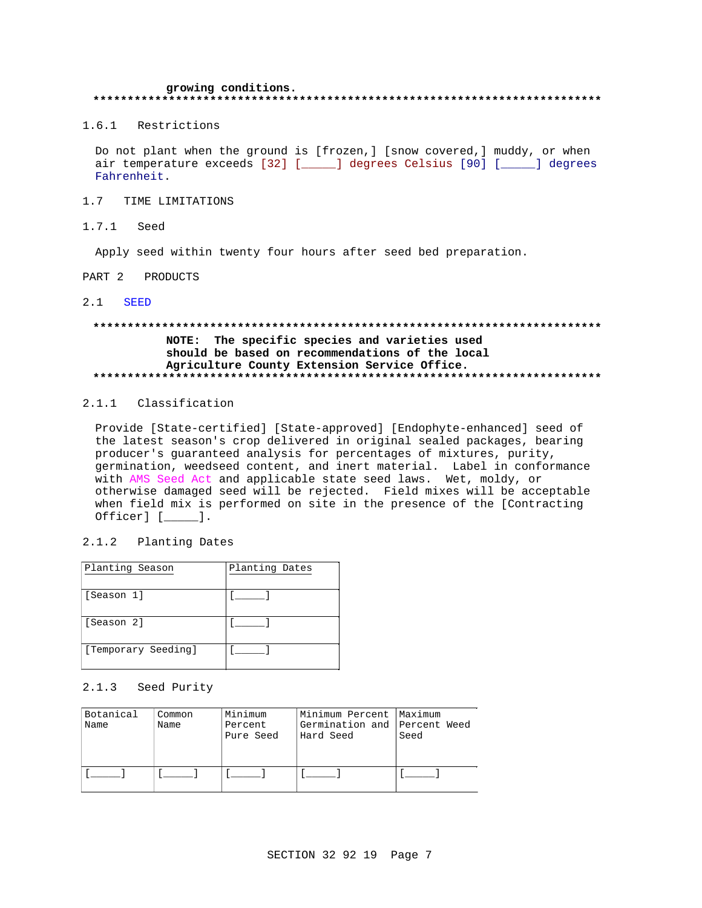growing conditions.
**************************************************************************

### 1.6.1 Restrictions

Do not plant when the ground is [frozen,] [snow covered,] muddy, or when air temperature exceeds [32] [_____] degrees Celsius [90] [_____] degrees Fahrenheit.

## 1.7 TIME LIMITATIONS

### 1.7.1 Seed

Apply seed within twenty four hours after seed bed preparation.

# PART 2 PRODUCTS

## 2.1 SEED

**************************************************************************
**NOTE: The specific species and varieties used should be based on recommendations of the local Agriculture County Extension Service Office.**
**************************************************************************

### 2.1.1 Classification

Provide [State-certified] [State-approved] [Endophyte-enhanced] seed of the latest season's crop delivered in original sealed packages, bearing producer's guaranteed analysis for percentages of mixtures, purity, germination, weedseed content, and inert material. Label in conformance with AMS Seed Act and applicable state seed laws. Wet, moldy, or otherwise damaged seed will be rejected. Field mixes will be acceptable when field mix is performed on site in the presence of the [Contracting Officer] [_____].

### 2.1.2 Planting Dates

| Planting Season | Planting Dates |
|---|---|
| [Season 1] | [_____] |
| [Season 2] | [_____] |
| [Temporary Seeding] | [_____] |

### 2.1.3 Seed Purity

| Botanical Name | Common Name | Minimum Percent Pure Seed | Minimum Percent Germination and Hard Seed | Maximum Percent Weed Seed |
|---|---|---|---|---|
| [_____] | [_____] | [_____] | [_____] | [_____] |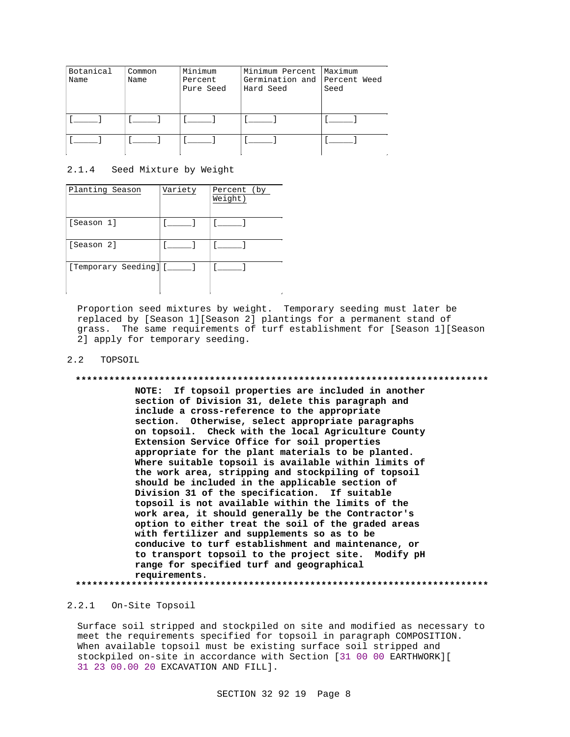| Botanical Name | Common Name | Minimum Percent Pure Seed | Minimum Percent Germination and Hard Seed | Maximum Percent Weed Seed |
|---|---|---|---|---|
| [_____] | [_____] | [_____] | [_____] | [_____] |
| [_____] | [_____] | [_____] | [_____] | [_____] |

### 2.1.4 Seed Mixture by Weight

| Planting Season | Variety | Percent (by Weight) |
|---|---|---|
| [Season 1] | [_____] | [_____] |
| [Season 2] | [_____] | [_____] |
| [Temporary Seeding] | [_____] | [_____] |

Proportion seed mixtures by weight. Temporary seeding must later be replaced by [Season 1][Season 2] plantings for a permanent stand of grass. The same requirements of turf establishment for [Season 1][Season 2] apply for temporary seeding.

## 2.2 TOPSOIL

**************************************************************************

**NOTE: If topsoil properties are included in another section of Division 31, delete this paragraph and include a cross-reference to the appropriate section. Otherwise, select appropriate paragraphs on topsoil. Check with the local Agriculture County Extension Service Office for soil properties appropriate for the plant materials to be planted. Where suitable topsoil is available within limits of the work area, stripping and stockpiling of topsoil should be included in the applicable section of Division 31 of the specification. If suitable topsoil is not available within the limits of the work area, it should generally be the Contractor's option to either treat the soil of the graded areas with fertilizer and supplements so as to be conducive to turf establishment and maintenance, or to transport topsoil to the project site. Modify pH range for specified turf and geographical requirements.**

**************************************************************************

### 2.2.1 On-Site Topsoil

Surface soil stripped and stockpiled on site and modified as necessary to meet the requirements specified for topsoil in paragraph COMPOSITION. When available topsoil must be existing surface soil stripped and stockpiled on-site in accordance with Section [31 00 00 EARTHWORK][ 31 23 00.00 20 EXCAVATION AND FILL].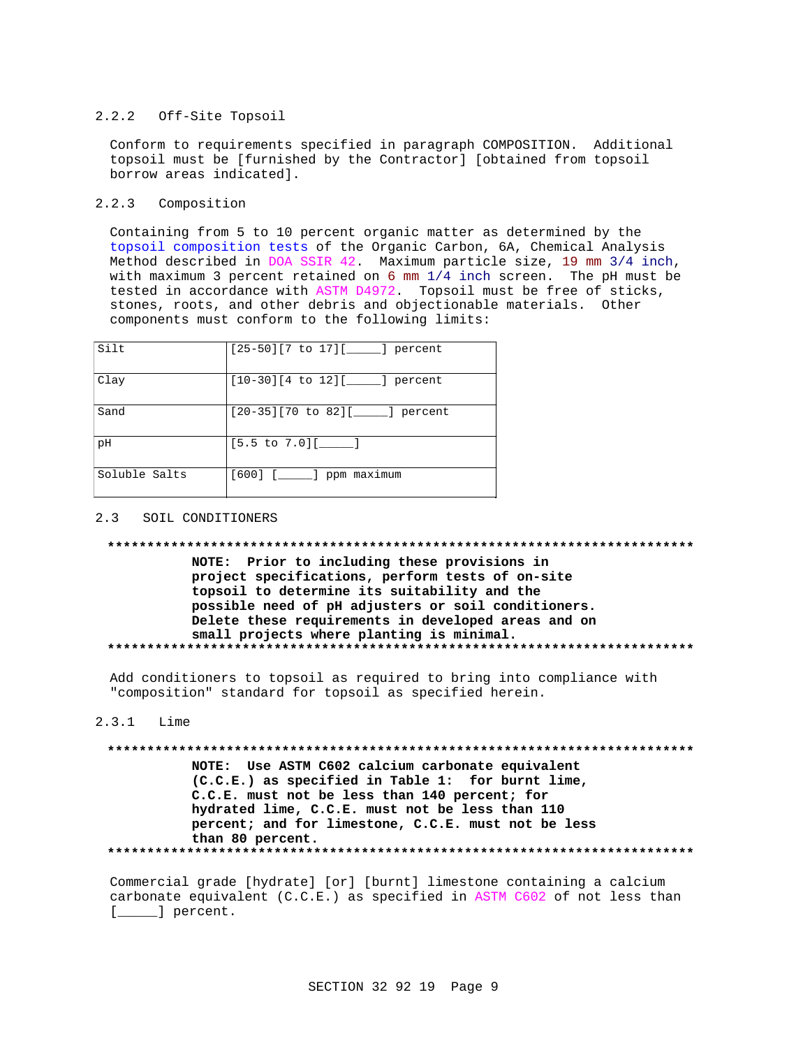### 2.2.2 Off-Site Topsoil

Conform to requirements specified in paragraph COMPOSITION. Additional topsoil must be [furnished by the Contractor] [obtained from topsoil borrow areas indicated].

### 2.2.3 Composition

Containing from 5 to 10 percent organic matter as determined by the topsoil composition tests of the Organic Carbon, 6A, Chemical Analysis Method described in DOA SSIR 42. Maximum particle size, 19 mm 3/4 inch, with maximum 3 percent retained on 6 mm 1/4 inch screen. The pH must be tested in accordance with ASTM D4972. Topsoil must be free of sticks, stones, roots, and other debris and objectionable materials. Other components must conform to the following limits:

| | |
|---|---|
| Silt | [25-50][7 to 17][_____] percent |
| Clay | [10-30][4 to 12][_____] percent |
| Sand | [20-35][70 to 82][_____] percent |
| pH | [5.5 to 7.0][_____] |
| Soluble Salts | [600] [_____] ppm maximum |

## 2.3 SOIL CONDITIONERS

**************************************************************************

**NOTE: Prior to including these provisions in project specifications, perform tests of on-site topsoil to determine its suitability and the possible need of pH adjusters or soil conditioners. Delete these requirements in developed areas and on small projects where planting is minimal.**

**************************************************************************

Add conditioners to topsoil as required to bring into compliance with "composition" standard for topsoil as specified herein.

### 2.3.1 Lime

**************************************************************************

**NOTE: Use ASTM C602 calcium carbonate equivalent (C.C.E.) as specified in Table 1: for burnt lime, C.C.E. must not be less than 140 percent; for hydrated lime, C.C.E. must not be less than 110 percent; and for limestone, C.C.E. must not be less than 80 percent.**

**************************************************************************

Commercial grade [hydrate] [or] [burnt] limestone containing a calcium carbonate equivalent (C.C.E.) as specified in ASTM C602 of not less than [_____] percent.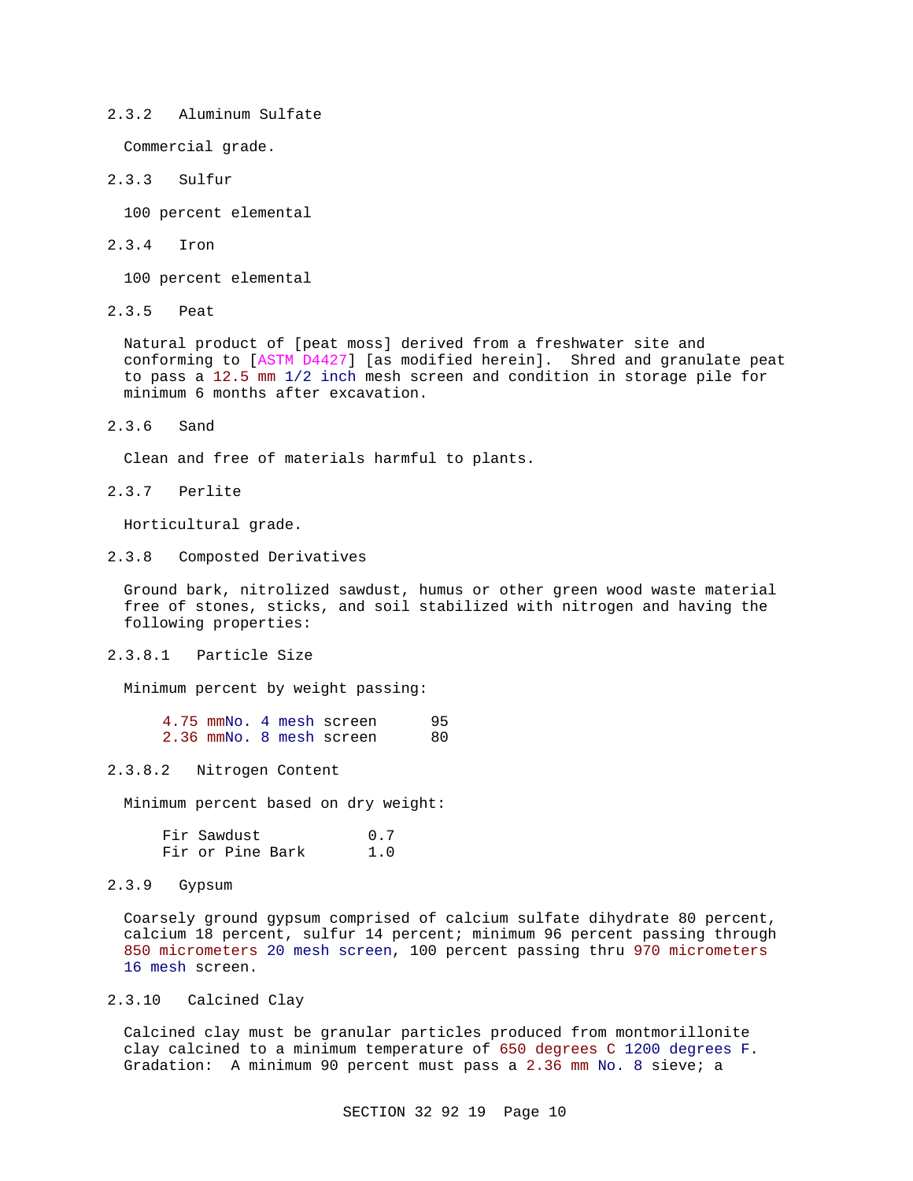### 2.3.2 Aluminum Sulfate

Commercial grade.

### 2.3.3 Sulfur

100 percent elemental

### 2.3.4 Iron

100 percent elemental

### 2.3.5 Peat

Natural product of [peat moss] derived from a freshwater site and conforming to [ASTM D4427] [as modified herein]. Shred and granulate peat to pass a 12.5 mm 1/2 inch mesh screen and condition in storage pile for minimum 6 months after excavation.

### 2.3.6 Sand

Clean and free of materials harmful to plants.

### 2.3.7 Perlite

Horticultural grade.

### 2.3.8 Composted Derivatives

Ground bark, nitrolized sawdust, humus or other green wood waste material free of stones, sticks, and soil stabilized with nitrogen and having the following properties:

#### 2.3.8.1 Particle Size

Minimum percent by weight passing:

| | |
|---|---|
| 4.75 mmNo. 4 mesh screen | 95 |
| 2.36 mmNo. 8 mesh screen | 80 |

#### 2.3.8.2 Nitrogen Content

Minimum percent based on dry weight:

| | |
|---|---|
| Fir Sawdust | 0.7 |
| Fir or Pine Bark | 1.0 |

### 2.3.9 Gypsum

Coarsely ground gypsum comprised of calcium sulfate dihydrate 80 percent, calcium 18 percent, sulfur 14 percent; minimum 96 percent passing through 850 micrometers 20 mesh screen, 100 percent passing thru 970 micrometers 16 mesh screen.

### 2.3.10 Calcined Clay

Calcined clay must be granular particles produced from montmorillonite clay calcined to a minimum temperature of 650 degrees C 1200 degrees F. Gradation: A minimum 90 percent must pass a 2.36 mm No. 8 sieve; a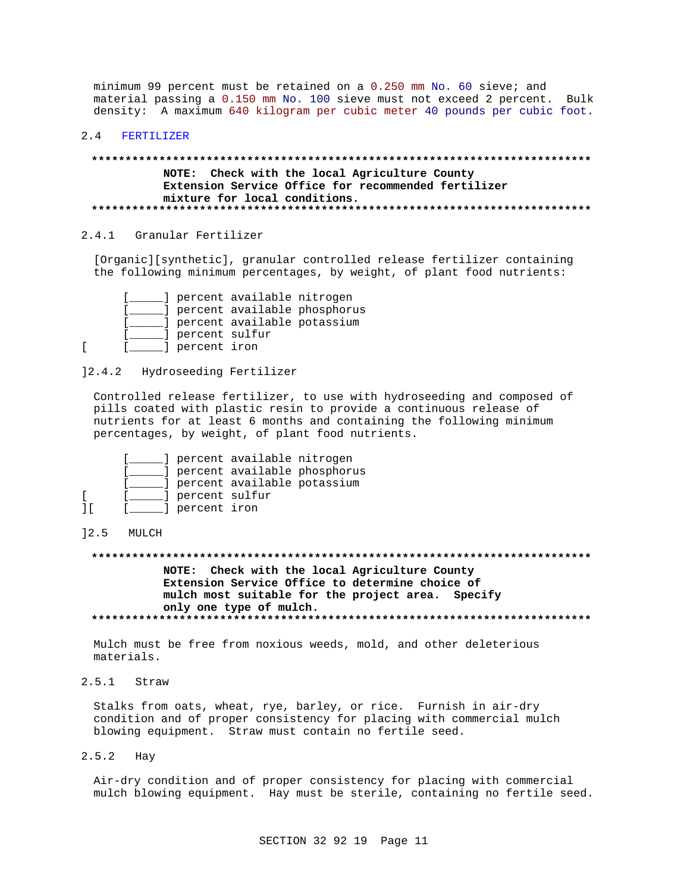minimum 99 percent must be retained on a 0.250 mm No. 60 sieve; and material passing a 0.150 mm No. 100 sieve must not exceed 2 percent. Bulk density: A maximum 640 kilogram per cubic meter 40 pounds per cubic foot.

## 2.4 FERTILIZER

**************************************************************************

**NOTE: Check with the local Agriculture County Extension Service Office for recommended fertilizer mixture for local conditions.**

**************************************************************************

### 2.4.1 Granular Fertilizer

[Organic][synthetic], granular controlled release fertilizer containing the following minimum percentages, by weight, of plant food nutrients:

[_____] percent available nitrogen
[_____] percent available phosphorus
[_____] percent available potassium
[_____] percent sulfur
[ [_____] percent iron

### ]2.4.2 Hydroseeding Fertilizer

Controlled release fertilizer, to use with hydroseeding and composed of pills coated with plastic resin to provide a continuous release of nutrients for at least 6 months and containing the following minimum percentages, by weight, of plant food nutrients.

[_____] percent available nitrogen
[_____] percent available phosphorus
[_____] percent available potassium
[ [_____] percent sulfur
][ [_____] percent iron

## ]2.5 MULCH

**************************************************************************

**NOTE: Check with the local Agriculture County Extension Service Office to determine choice of mulch most suitable for the project area. Specify only one type of mulch.**

**************************************************************************

Mulch must be free from noxious weeds, mold, and other deleterious materials.

### 2.5.1 Straw

Stalks from oats, wheat, rye, barley, or rice. Furnish in air-dry condition and of proper consistency for placing with commercial mulch blowing equipment. Straw must contain no fertile seed.

### 2.5.2 Hay

Air-dry condition and of proper consistency for placing with commercial mulch blowing equipment. Hay must be sterile, containing no fertile seed.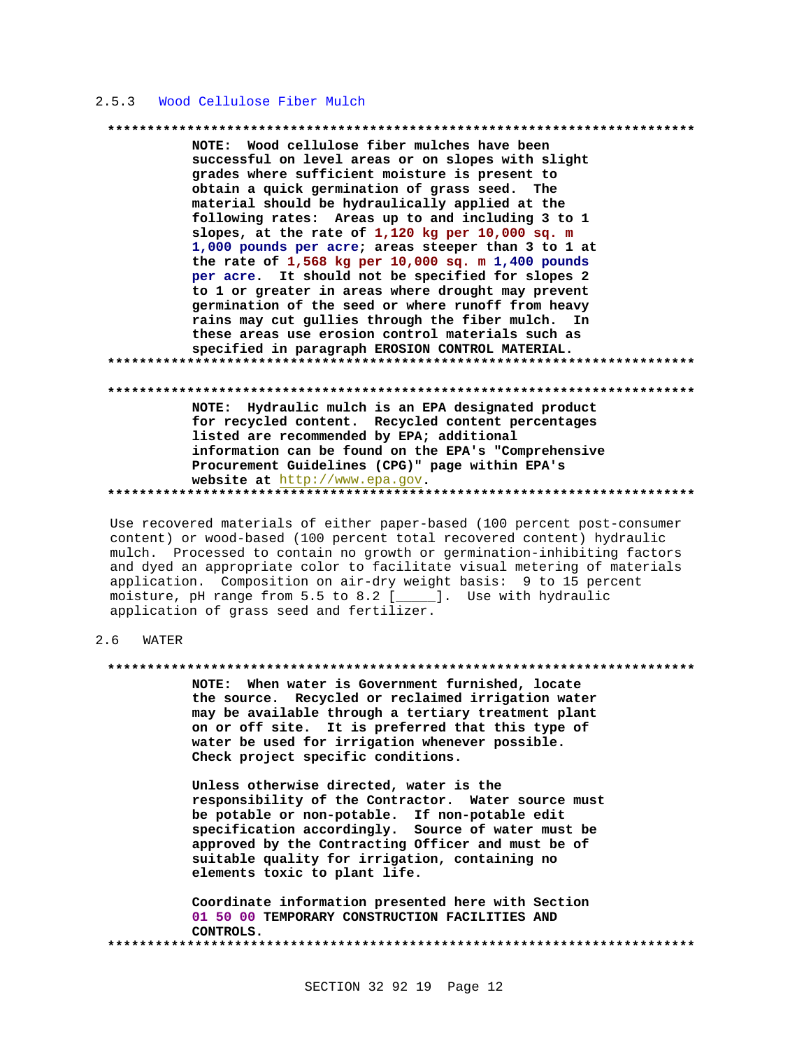### 2.5.3 Wood Cellulose Fiber Mulch

**NOTE: Wood cellulose fiber mulches have been successful on level areas or on slopes with slight grades where sufficient moisture is present to obtain a quick germination of grass seed. The material should be hydraulically applied at the following rates: Areas up to and including 3 to 1 slopes, at the rate of 1,120 kg per 10,000 sq. m 1,000 pounds per acre; areas steeper than 3 to 1 at the rate of 1,568 kg per 10,000 sq. m 1,400 pounds per acre. It should not be specified for slopes 2 to 1 or greater in areas where drought may prevent germination of the seed or where runoff from heavy rains may cut gullies through the fiber mulch. In these areas use erosion control materials such as specified in paragraph EROSION CONTROL MATERIAL.**

**NOTE: Hydraulic mulch is an EPA designated product for recycled content. Recycled content percentages listed are recommended by EPA; additional information can be found on the EPA's "Comprehensive Procurement Guidelines (CPG)" page within EPA's website at http://www.epa.gov.**

Use recovered materials of either paper-based (100 percent post-consumer content) or wood-based (100 percent total recovered content) hydraulic mulch. Processed to contain no growth or germination-inhibiting factors and dyed an appropriate color to facilitate visual metering of materials application. Composition on air-dry weight basis: 9 to 15 percent moisture, pH range from 5.5 to 8.2 [_____]. Use with hydraulic application of grass seed and fertilizer.

## 2.6 WATER

**NOTE: When water is Government furnished, locate the source. Recycled or reclaimed irrigation water may be available through a tertiary treatment plant on or off site. It is preferred that this type of water be used for irrigation whenever possible. Check project specific conditions.**

**Unless otherwise directed, water is the responsibility of the Contractor. Water source must be potable or non-potable. If non-potable edit specification accordingly. Source of water must be approved by the Contracting Officer and must be of suitable quality for irrigation, containing no elements toxic to plant life.**

**Coordinate information presented here with Section 01 50 00 TEMPORARY CONSTRUCTION FACILITIES AND CONTROLS.**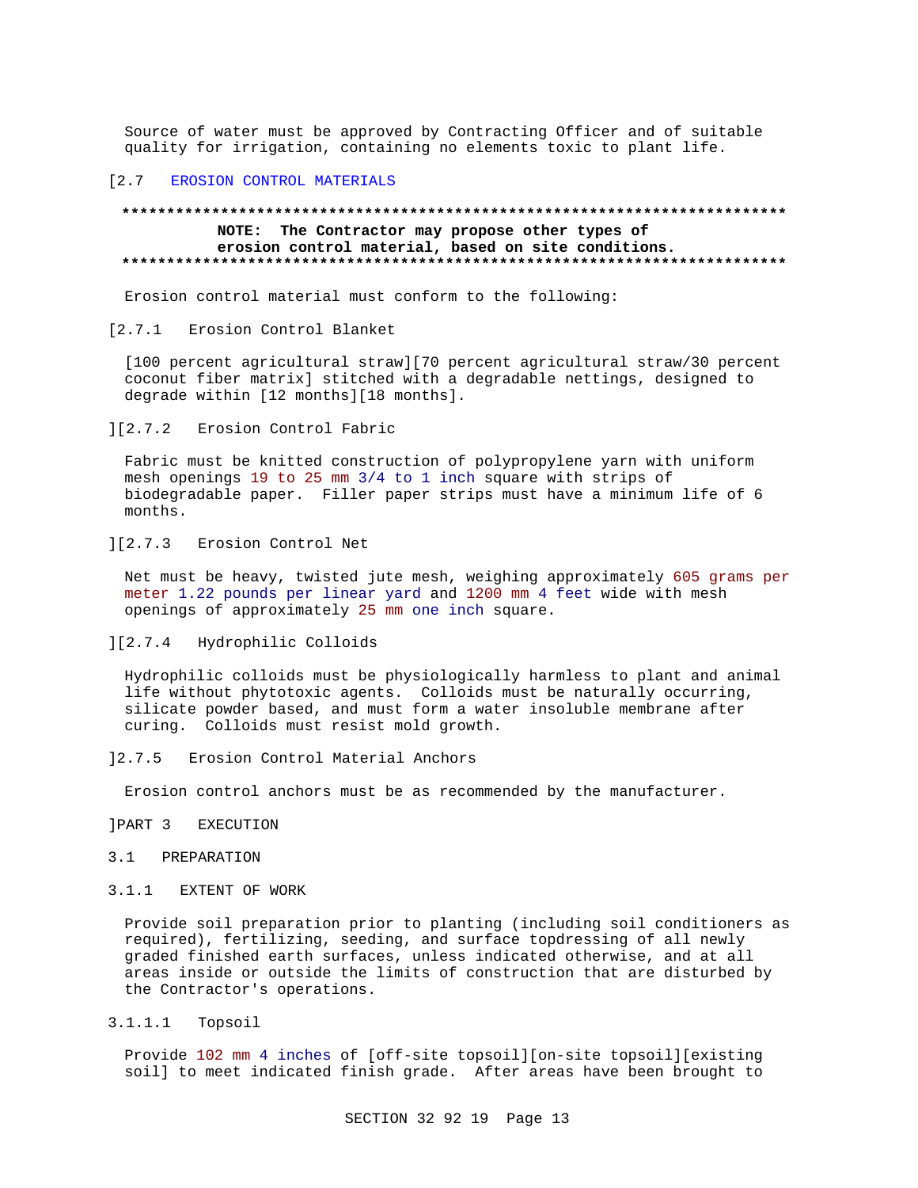Source of water must be approved by Contracting Officer and of suitable quality for irrigation, containing no elements toxic to plant life.

## [2.7 EROSION CONTROL MATERIALS

**************************************************************************

**NOTE: The Contractor may propose other types of erosion control material, based on site conditions.**

**************************************************************************

Erosion control material must conform to the following:

### [2.7.1 Erosion Control Blanket

[100 percent agricultural straw][70 percent agricultural straw/30 percent coconut fiber matrix] stitched with a degradable nettings, designed to degrade within [12 months][18 months].

### ][2.7.2 Erosion Control Fabric

Fabric must be knitted construction of polypropylene yarn with uniform mesh openings 19 to 25 mm 3/4 to 1 inch square with strips of biodegradable paper. Filler paper strips must have a minimum life of 6 months.

### ][2.7.3 Erosion Control Net

Net must be heavy, twisted jute mesh, weighing approximately 605 grams per meter 1.22 pounds per linear yard and 1200 mm 4 feet wide with mesh openings of approximately 25 mm one inch square.

### ][2.7.4 Hydrophilic Colloids

Hydrophilic colloids must be physiologically harmless to plant and animal life without phytotoxic agents. Colloids must be naturally occurring, silicate powder based, and must form a water insoluble membrane after curing. Colloids must resist mold growth.

### ]2.7.5 Erosion Control Material Anchors

Erosion control anchors must be as recommended by the manufacturer.

# ]PART 3 EXECUTION

## 3.1 PREPARATION

### 3.1.1 EXTENT OF WORK

Provide soil preparation prior to planting (including soil conditioners as required), fertilizing, seeding, and surface topdressing of all newly graded finished earth surfaces, unless indicated otherwise, and at all areas inside or outside the limits of construction that are disturbed by the Contractor's operations.

#### 3.1.1.1 Topsoil

Provide 102 mm 4 inches of [off-site topsoil][on-site topsoil][existing soil] to meet indicated finish grade. After areas have been brought to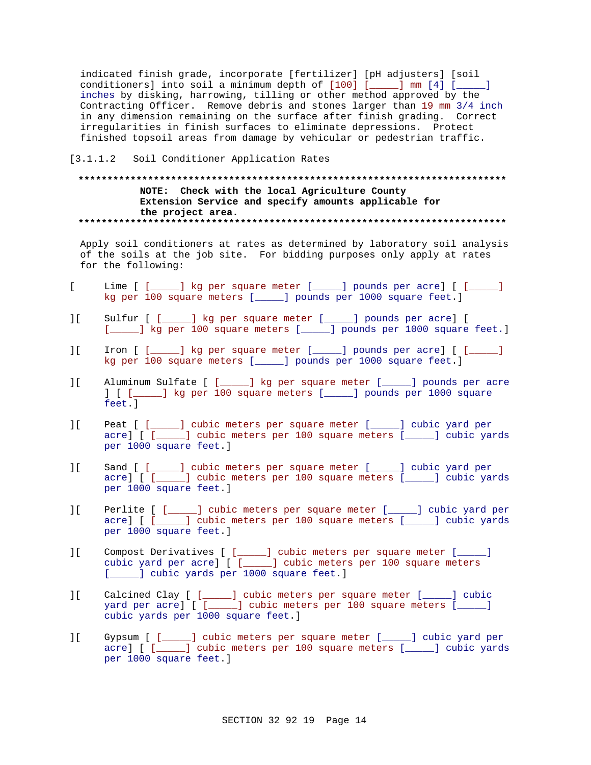indicated finish grade, incorporate [fertilizer] [pH adjusters] [soil conditioners] into soil a minimum depth of [100] [_____] mm [4] [_____] inches by disking, harrowing, tilling or other method approved by the Contracting Officer. Remove debris and stones larger than 19 mm 3/4 inch in any dimension remaining on the surface after finish grading. Correct irregularities in finish surfaces to eliminate depressions. Protect finished topsoil areas from damage by vehicular or pedestrian traffic.

[3.1.1.2 Soil Conditioner Application Rates

**************************************************************************

**NOTE: Check with the local Agriculture County Extension Service and specify amounts applicable for the project area.**

**************************************************************************

Apply soil conditioners at rates as determined by laboratory soil analysis of the soils at the job site. For bidding purposes only apply at rates for the following:

[ Lime [ [_____] kg per square meter [_____] pounds per acre] [ [_____] kg per 100 square meters [_____] pounds per 1000 square feet.]

][ Sulfur [ [_____] kg per square meter [_____] pounds per acre] [ [_____] kg per 100 square meters [_____] pounds per 1000 square feet.]

][ Iron [ [_____] kg per square meter [_____] pounds per acre] [ [_____] kg per 100 square meters [_____] pounds per 1000 square feet.]

][ Aluminum Sulfate [ [_____] kg per square meter [_____] pounds per acre ] [ [_____] kg per 100 square meters [_____] pounds per 1000 square feet.]

][ Peat [ [_____] cubic meters per square meter [_____] cubic yard per acre] [ [_____] cubic meters per 100 square meters [_____] cubic yards per 1000 square feet.]

][ Sand [ [_____] cubic meters per square meter [_____] cubic yard per acre] [ [_____] cubic meters per 100 square meters [_____] cubic yards per 1000 square feet.]

][ Perlite [ [_____] cubic meters per square meter [_____] cubic yard per acre] [ [_____] cubic meters per 100 square meters [_____] cubic yards per 1000 square feet.]

][ Compost Derivatives [ [_____] cubic meters per square meter [_____] cubic yard per acre] [ [_____] cubic meters per 100 square meters [_____] cubic yards per 1000 square feet.]

][ Calcined Clay [ [_____] cubic meters per square meter [_____] cubic yard per acre] [ [_____] cubic meters per 100 square meters [_____] cubic yards per 1000 square feet.]

][ Gypsum [ [_____] cubic meters per square meter [_____] cubic yard per acre] [ [_____] cubic meters per 100 square meters [_____] cubic yards per 1000 square feet.]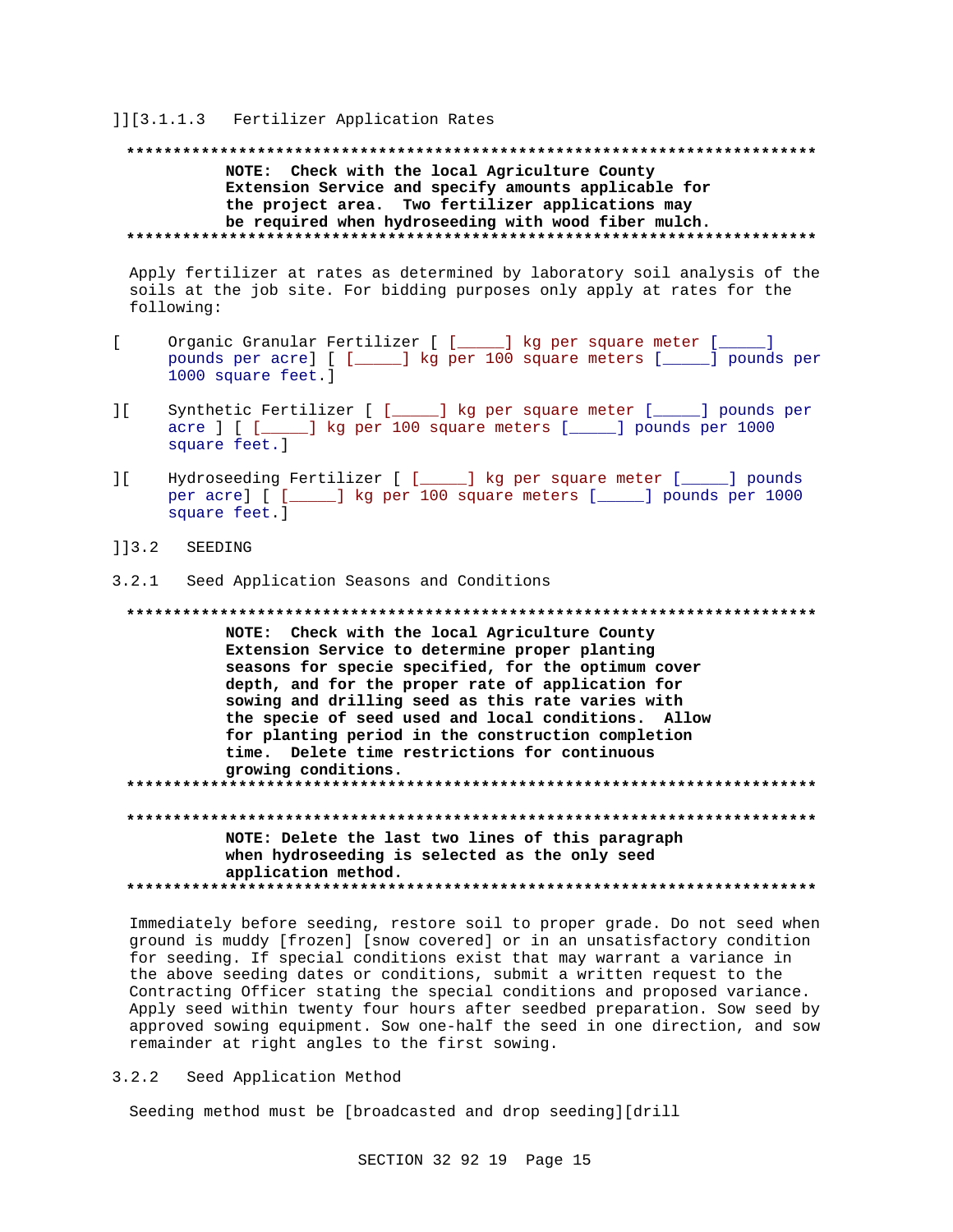]][3.1.1.3 Fertilizer Application Rates

**************************************************************************

**NOTE: Check with the local Agriculture County Extension Service and specify amounts applicable for the project area. Two fertilizer applications may be required when hydroseeding with wood fiber mulch.**

**************************************************************************

Apply fertilizer at rates as determined by laboratory soil analysis of the soils at the job site. For bidding purposes only apply at rates for the following:

[ Organic Granular Fertilizer [ [_____] kg per square meter [_____] pounds per acre] [ [_____] kg per 100 square meters [_____] pounds per 1000 square feet.]

][ Synthetic Fertilizer [ [_____] kg per square meter [_____] pounds per acre ] [ [_____] kg per 100 square meters [_____] pounds per 1000 square feet.]

][ Hydroseeding Fertilizer [ [_____] kg per square meter [_____] pounds per acre] [ [_____] kg per 100 square meters [_____] pounds per 1000 square feet.]

]]3.2 SEEDING

3.2.1 Seed Application Seasons and Conditions

**************************************************************************

**NOTE: Check with the local Agriculture County Extension Service to determine proper planting seasons for specie specified, for the optimum cover depth, and for the proper rate of application for sowing and drilling seed as this rate varies with the specie of seed used and local conditions. Allow for planting period in the construction completion time. Delete time restrictions for continuous growing conditions.**

**************************************************************************

**************************************************************************

**NOTE: Delete the last two lines of this paragraph when hydroseeding is selected as the only seed application method.**

**************************************************************************

Immediately before seeding, restore soil to proper grade. Do not seed when ground is muddy [frozen] [snow covered] or in an unsatisfactory condition for seeding. If special conditions exist that may warrant a variance in the above seeding dates or conditions, submit a written request to the Contracting Officer stating the special conditions and proposed variance. Apply seed within twenty four hours after seedbed preparation. Sow seed by approved sowing equipment. Sow one-half the seed in one direction, and sow remainder at right angles to the first sowing.

3.2.2 Seed Application Method

Seeding method must be [broadcasted and drop seeding][drill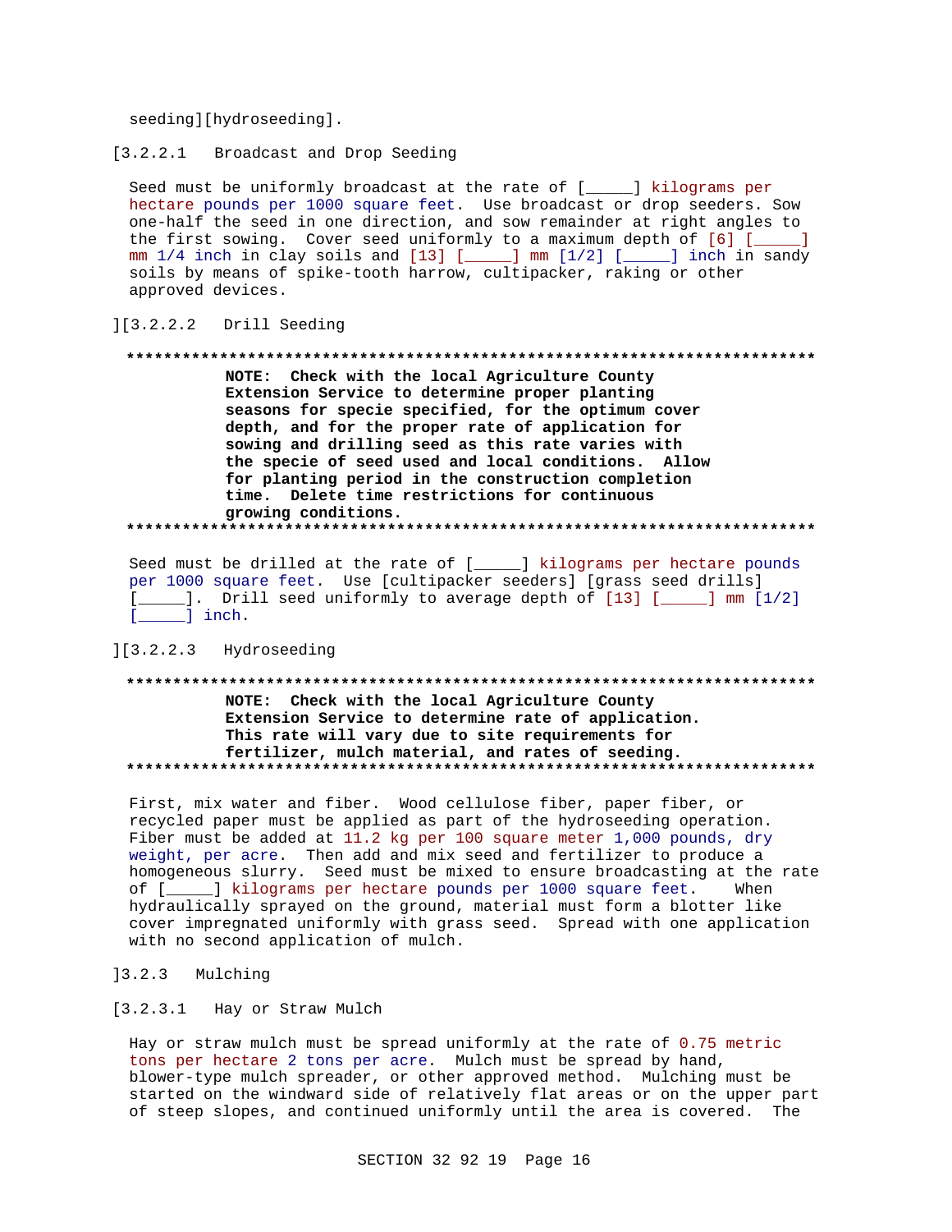seeding][hydroseeding].

[3.2.2.1 Broadcast and Drop Seeding

Seed must be uniformly broadcast at the rate of [_____] kilograms per hectare pounds per 1000 square feet. Use broadcast or drop seeders. Sow one-half the seed in one direction, and sow remainder at right angles to the first sowing. Cover seed uniformly to a maximum depth of [6] [_____] mm 1/4 inch in clay soils and [13] [_____] mm [1/2] [_____] inch in sandy soils by means of spike-tooth harrow, cultipacker, raking or other approved devices.

][3.2.2.2 Drill Seeding

**************************************************************************

**NOTE: Check with the local Agriculture County Extension Service to determine proper planting seasons for specie specified, for the optimum cover depth, and for the proper rate of application for sowing and drilling seed as this rate varies with the specie of seed used and local conditions. Allow for planting period in the construction completion time. Delete time restrictions for continuous growing conditions.**

**************************************************************************

Seed must be drilled at the rate of [_____] kilograms per hectare pounds per 1000 square feet. Use [cultipacker seeders] [grass seed drills] [_____]. Drill seed uniformly to average depth of [13] [_____] mm [1/2] [_____] inch.

][3.2.2.3 Hydroseeding

**************************************************************************

**NOTE: Check with the local Agriculture County Extension Service to determine rate of application. This rate will vary due to site requirements for fertilizer, mulch material, and rates of seeding.**

**************************************************************************

First, mix water and fiber. Wood cellulose fiber, paper fiber, or recycled paper must be applied as part of the hydroseeding operation. Fiber must be added at 11.2 kg per 100 square meter 1,000 pounds, dry weight, per acre. Then add and mix seed and fertilizer to produce a homogeneous slurry. Seed must be mixed to ensure broadcasting at the rate of [_____] kilograms per hectare pounds per 1000 square feet. When hydraulically sprayed on the ground, material must form a blotter like cover impregnated uniformly with grass seed. Spread with one application with no second application of mulch.

]3.2.3 Mulching

[3.2.3.1 Hay or Straw Mulch

Hay or straw mulch must be spread uniformly at the rate of 0.75 metric tons per hectare 2 tons per acre. Mulch must be spread by hand, blower-type mulch spreader, or other approved method. Mulching must be started on the windward side of relatively flat areas or on the upper part of steep slopes, and continued uniformly until the area is covered. The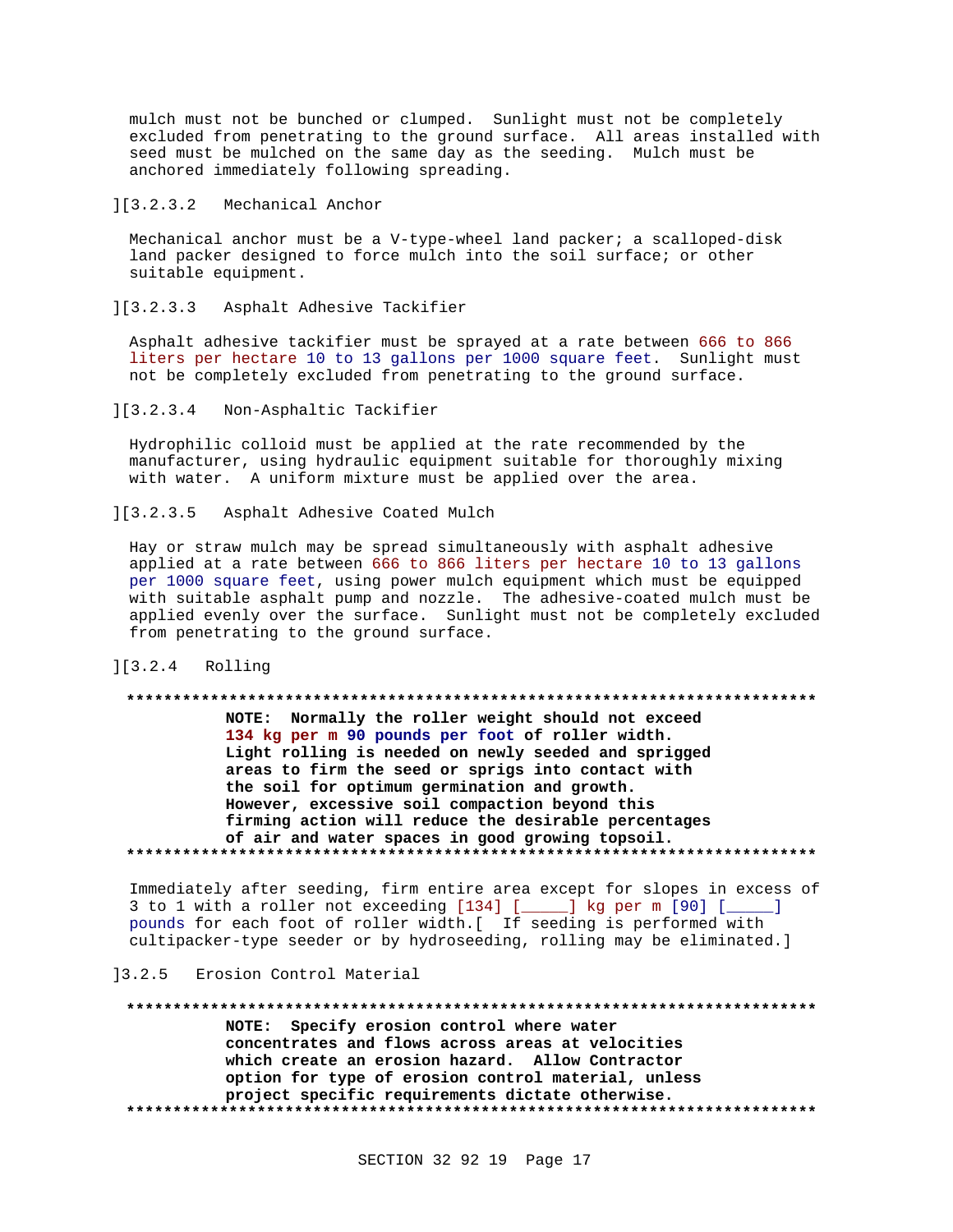mulch must not be bunched or clumped. Sunlight must not be completely excluded from penetrating to the ground surface. All areas installed with seed must be mulched on the same day as the seeding. Mulch must be anchored immediately following spreading.

][3.2.3.2 Mechanical Anchor

Mechanical anchor must be a V-type-wheel land packer; a scalloped-disk land packer designed to force mulch into the soil surface; or other suitable equipment.

][3.2.3.3 Asphalt Adhesive Tackifier

Asphalt adhesive tackifier must be sprayed at a rate between 666 to 866 liters per hectare 10 to 13 gallons per 1000 square feet. Sunlight must not be completely excluded from penetrating to the ground surface.

][3.2.3.4 Non-Asphaltic Tackifier

Hydrophilic colloid must be applied at the rate recommended by the manufacturer, using hydraulic equipment suitable for thoroughly mixing with water. A uniform mixture must be applied over the area.

][3.2.3.5 Asphalt Adhesive Coated Mulch

Hay or straw mulch may be spread simultaneously with asphalt adhesive applied at a rate between 666 to 866 liters per hectare 10 to 13 gallons per 1000 square feet, using power mulch equipment which must be equipped with suitable asphalt pump and nozzle. The adhesive-coated mulch must be applied evenly over the surface. Sunlight must not be completely excluded from penetrating to the ground surface.

][3.2.4 Rolling

**************************************************************************

**NOTE: Normally the roller weight should not exceed 134 kg per m 90 pounds per foot of roller width. Light rolling is needed on newly seeded and sprigged areas to firm the seed or sprigs into contact with the soil for optimum germination and growth. However, excessive soil compaction beyond this firming action will reduce the desirable percentages of air and water spaces in good growing topsoil.**

**************************************************************************

Immediately after seeding, firm entire area except for slopes in excess of 3 to 1 with a roller not exceeding [134] [_____] kg per m [90] [_____] pounds for each foot of roller width.[ If seeding is performed with cultipacker-type seeder or by hydroseeding, rolling may be eliminated.]

]3.2.5 Erosion Control Material

**************************************************************************

**NOTE: Specify erosion control where water concentrates and flows across areas at velocities which create an erosion hazard. Allow Contractor option for type of erosion control material, unless project specific requirements dictate otherwise.**

**************************************************************************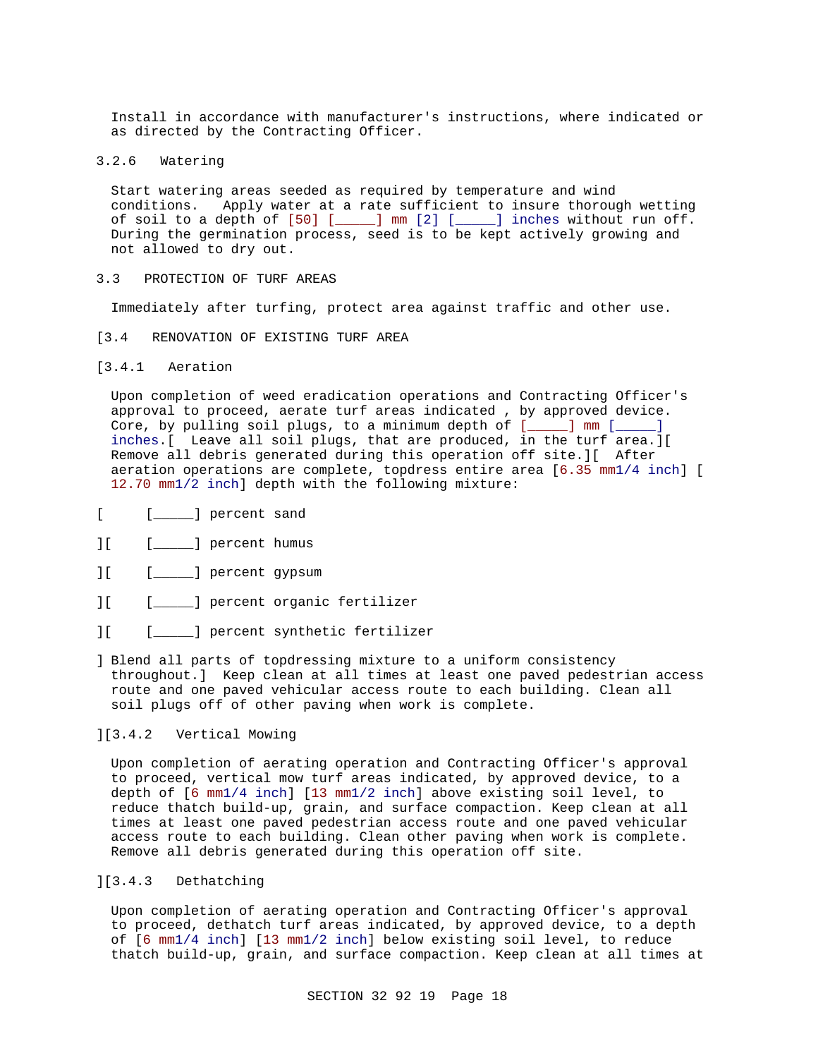Install in accordance with manufacturer's instructions, where indicated or as directed by the Contracting Officer.

### 3.2.6 Watering

Start watering areas seeded as required by temperature and wind conditions. Apply water at a rate sufficient to insure thorough wetting of soil to a depth of [50] [_____] mm [2] [_____] inches without run off. During the germination process, seed is to be kept actively growing and not allowed to dry out.

## 3.3 PROTECTION OF TURF AREAS

Immediately after turfing, protect area against traffic and other use.

## [3.4 RENOVATION OF EXISTING TURF AREA

### [3.4.1 Aeration

Upon completion of weed eradication operations and Contracting Officer's approval to proceed, aerate turf areas indicated , by approved device. Core, by pulling soil plugs, to a minimum depth of [_____] mm [_____] inches.[ Leave all soil plugs, that are produced, in the turf area.][ Remove all debris generated during this operation off site.][ After aeration operations are complete, topdress entire area [6.35 mm1/4 inch] [ 12.70 mm1/2 inch] depth with the following mixture:

[ [_____] percent sand

][ [_____] percent humus

][ [_____] percent gypsum

][ [_____] percent organic fertilizer

][ [_____] percent synthetic fertilizer

] Blend all parts of topdressing mixture to a uniform consistency throughout.] Keep clean at all times at least one paved pedestrian access route and one paved vehicular access route to each building. Clean all soil plugs off of other paving when work is complete.

### ][3.4.2 Vertical Mowing

Upon completion of aerating operation and Contracting Officer's approval to proceed, vertical mow turf areas indicated, by approved device, to a depth of [6 mm1/4 inch] [13 mm1/2 inch] above existing soil level, to reduce thatch build-up, grain, and surface compaction. Keep clean at all times at least one paved pedestrian access route and one paved vehicular access route to each building. Clean other paving when work is complete. Remove all debris generated during this operation off site.

### ][3.4.3 Dethatching

Upon completion of aerating operation and Contracting Officer's approval to proceed, dethatch turf areas indicated, by approved device, to a depth of [6 mm1/4 inch] [13 mm1/2 inch] below existing soil level, to reduce thatch build-up, grain, and surface compaction. Keep clean at all times at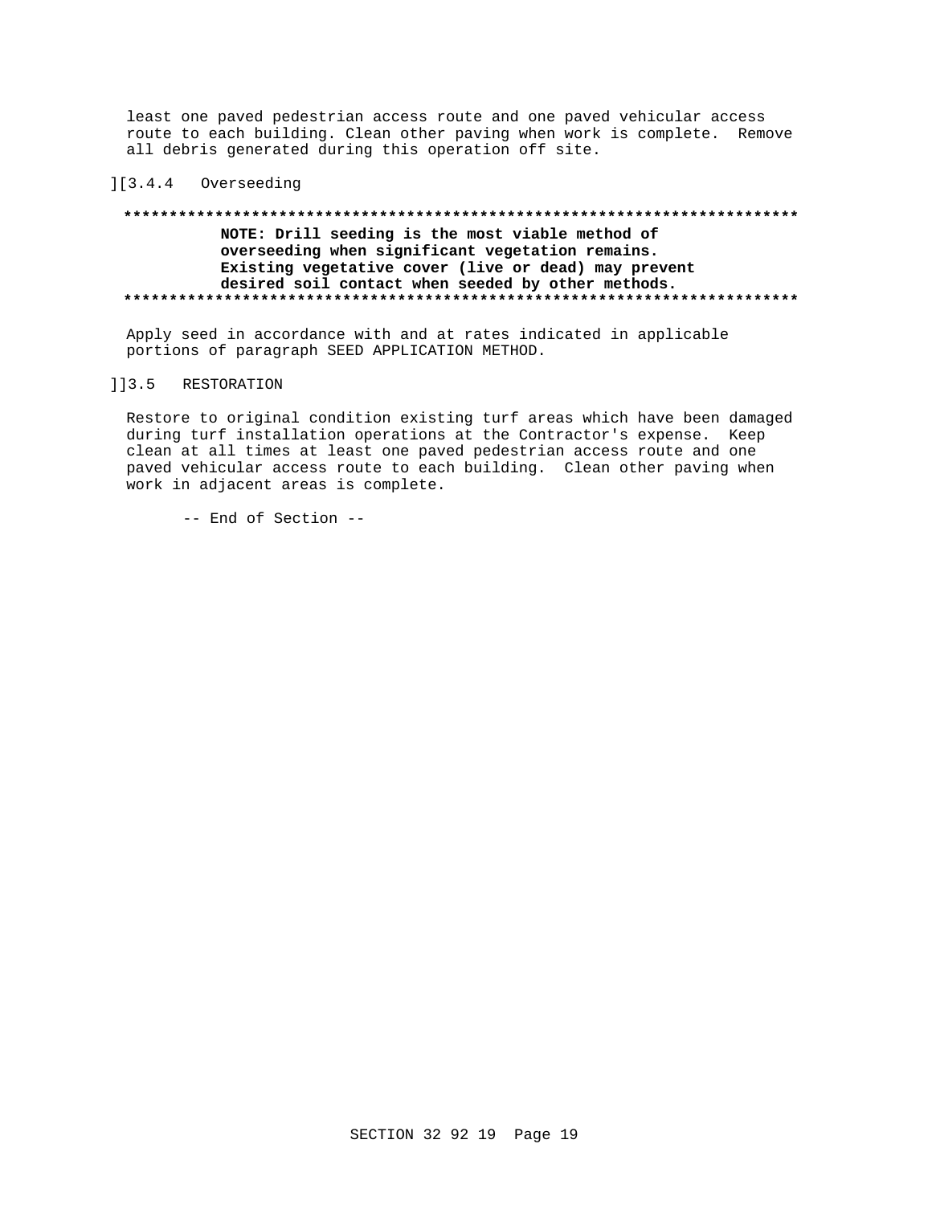least one paved pedestrian access route and one paved vehicular access route to each building. Clean other paving when work is complete. Remove all debris generated during this operation off site.

][3.4.4 Overseeding

**************************************************************************

**NOTE: Drill seeding is the most viable method of overseeding when significant vegetation remains. Existing vegetative cover (live or dead) may prevent desired soil contact when seeded by other methods.**

**************************************************************************

Apply seed in accordance with and at rates indicated in applicable portions of paragraph SEED APPLICATION METHOD.

]]3.5 RESTORATION

Restore to original condition existing turf areas which have been damaged during turf installation operations at the Contractor's expense. Keep clean at all times at least one paved pedestrian access route and one paved vehicular access route to each building. Clean other paving when work in adjacent areas is complete.

-- End of Section --